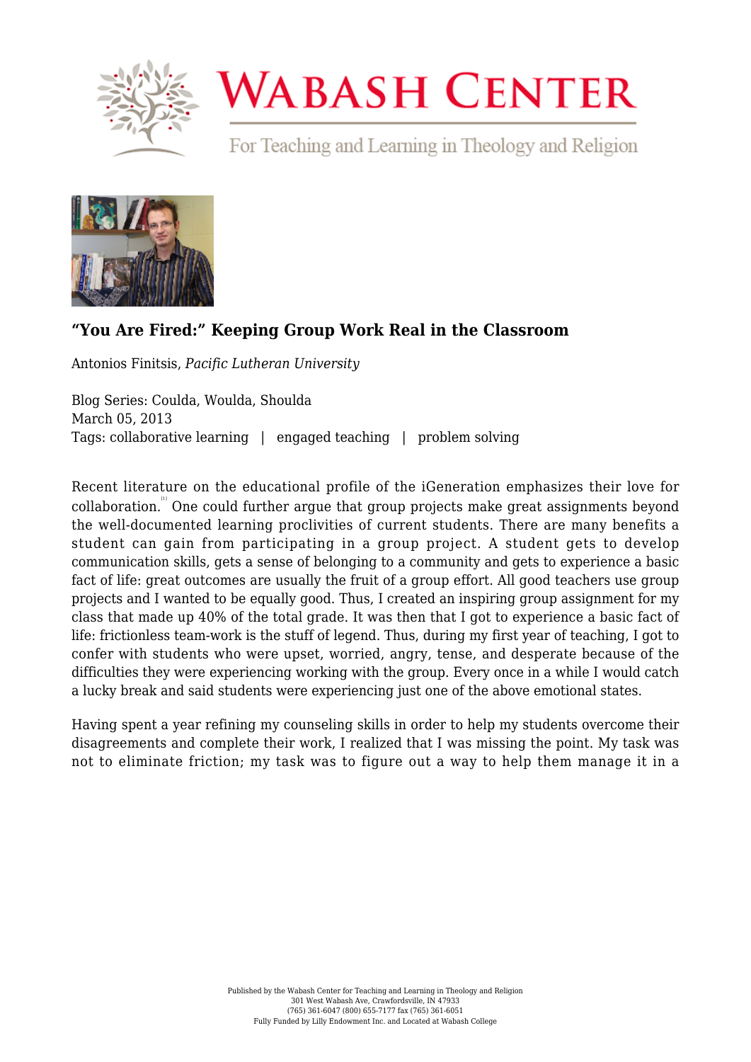# Wabash Center

For Teaching and Learning in Theology and Religion

## “You Are Fired:” Keeping Group Work Real in the Classroom

Antonios Finitsis, *Pacific Lutheran University*

Blog Series: Coulda, Woulda, Shoulda
March 05, 2013
Tags: collaborative learning | engaged teaching | problem solving

Recent literature on the educational profile of the iGeneration emphasizes their love for collaboration.[1] One could further argue that group projects make great assignments beyond the well-documented learning proclivities of current students. There are many benefits a student can gain from participating in a group project. A student gets to develop communication skills, gets a sense of belonging to a community and gets to experience a basic fact of life: great outcomes are usually the fruit of a group effort. All good teachers use group projects and I wanted to be equally good. Thus, I created an inspiring group assignment for my class that made up 40% of the total grade. It was then that I got to experience a basic fact of life: frictionless team-work is the stuff of legend. Thus, during my first year of teaching, I got to confer with students who were upset, worried, angry, tense, and desperate because of the difficulties they were experiencing working with the group. Every once in a while I would catch a lucky break and said students were experiencing just one of the above emotional states.

Having spent a year refining my counseling skills in order to help my students overcome their disagreements and complete their work, I realized that I was missing the point. My task was not to eliminate friction; my task was to figure out a way to help them manage it in a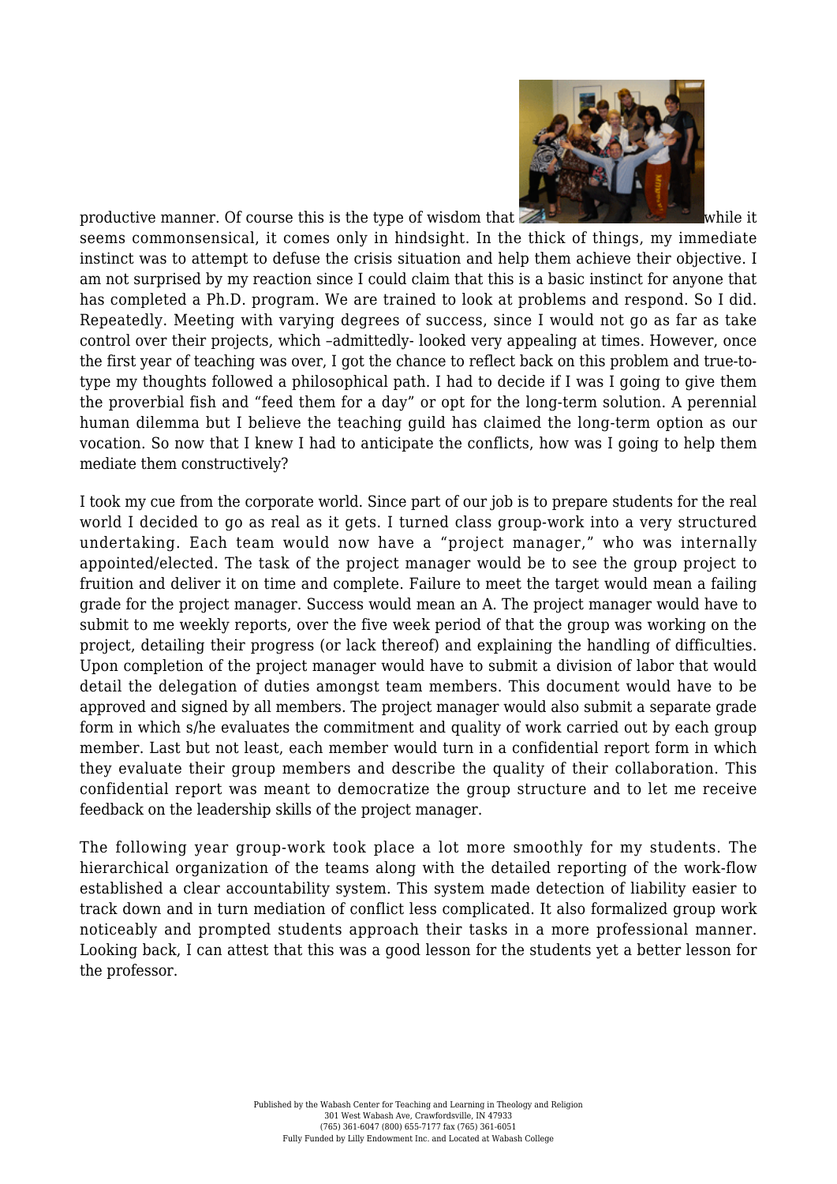productive manner. Of course this is the type of wisdom that while it seems commonsensical, it comes only in hindsight. In the thick of things, my immediate instinct was to attempt to defuse the crisis situation and help them achieve their objective. I am not surprised by my reaction since I could claim that this is a basic instinct for anyone that has completed a Ph.D. program. We are trained to look at problems and respond. So I did. Repeatedly. Meeting with varying degrees of success, since I would not go as far as take control over their projects, which –admittedly- looked very appealing at times. However, once the first year of teaching was over, I got the chance to reflect back on this problem and true-to-type my thoughts followed a philosophical path. I had to decide if I was going to give them the proverbial fish and "feed them for a day" or opt for the long-term solution. A perennial human dilemma but I believe the teaching guild has claimed the long-term option as our vocation. So now that I knew I had to anticipate the conflicts, how was I going to help them mediate them constructively?

I took my cue from the corporate world. Since part of our job is to prepare students for the real world I decided to go as real as it gets. I turned class group-work into a very structured undertaking. Each team would now have a "project manager," who was internally appointed/elected. The task of the project manager would be to see the group project to fruition and deliver it on time and complete. Failure to meet the target would mean a failing grade for the project manager. Success would mean an A. The project manager would have to submit to me weekly reports, over the five week period of that the group was working on the project, detailing their progress (or lack thereof) and explaining the handling of difficulties. Upon completion of the project manager would have to submit a division of labor that would detail the delegation of duties amongst team members. This document would have to be approved and signed by all members. The project manager would also submit a separate grade form in which s/he evaluates the commitment and quality of work carried out by each group member. Last but not least, each member would turn in a confidential report form in which they evaluate their group members and describe the quality of their collaboration. This confidential report was meant to democratize the group structure and to let me receive feedback on the leadership skills of the project manager.

The following year group-work took place a lot more smoothly for my students. The hierarchical organization of the teams along with the detailed reporting of the work-flow established a clear accountability system. This system made detection of liability easier to track down and in turn mediation of conflict less complicated. It also formalized group work noticeably and prompted students approach their tasks in a more professional manner. Looking back, I can attest that this was a good lesson for the students yet a better lesson for the professor.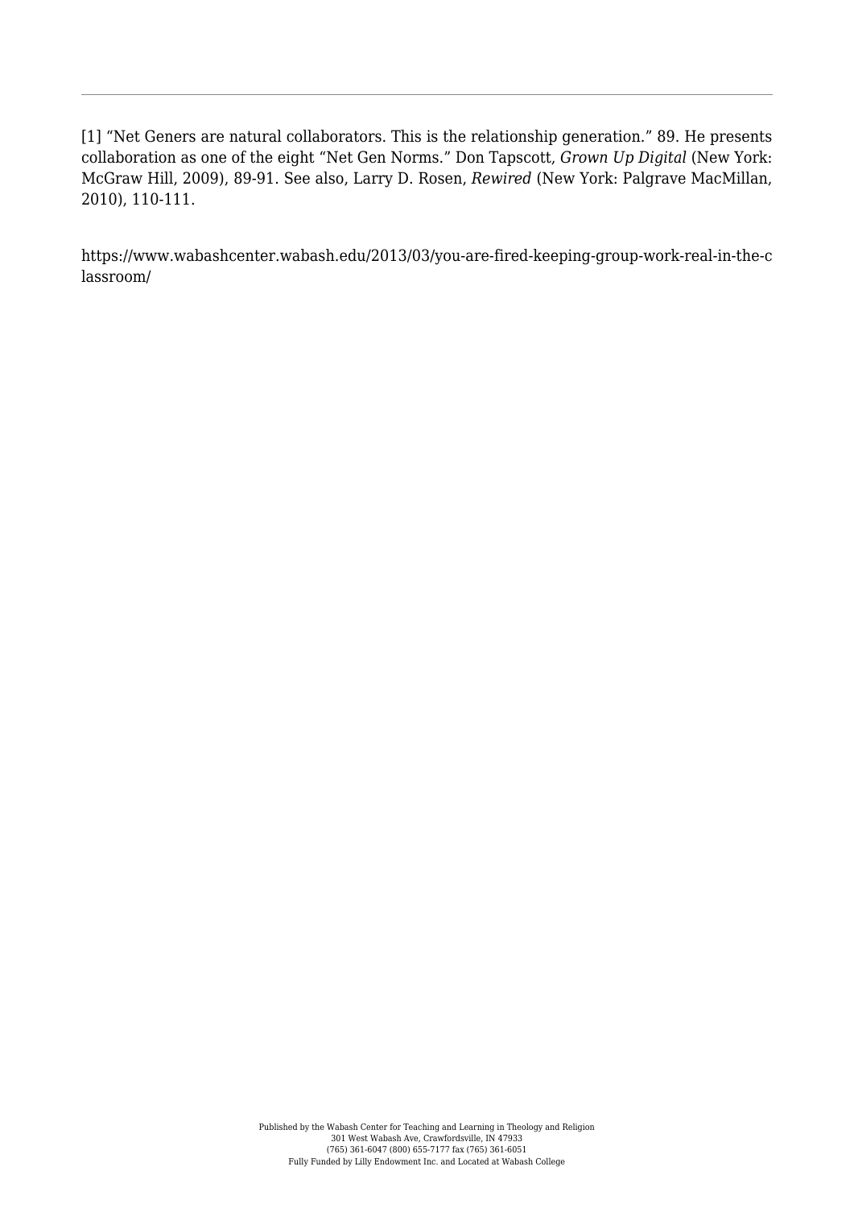---

[1] "Net Geners are natural collaborators. This is the relationship generation." 89. He presents collaboration as one of the eight "Net Gen Norms." Don Tapscott, *Grown Up Digital* (New York: McGraw Hill, 2009), 89-91. See also, Larry D. Rosen, *Rewired* (New York: Palgrave MacMillan, 2010), 110-111.

https://www.wabashcenter.wabash.edu/2013/03/you-are-fired-keeping-group-work-real-in-the-classroom/

Published by the Wabash Center for Teaching and Learning in Theology and Religion
301 West Wabash Ave, Crawfordsville, IN 47933
(765) 361-6047 (800) 655-7177 fax (765) 361-6051
Fully Funded by Lilly Endowment Inc. and Located at Wabash College